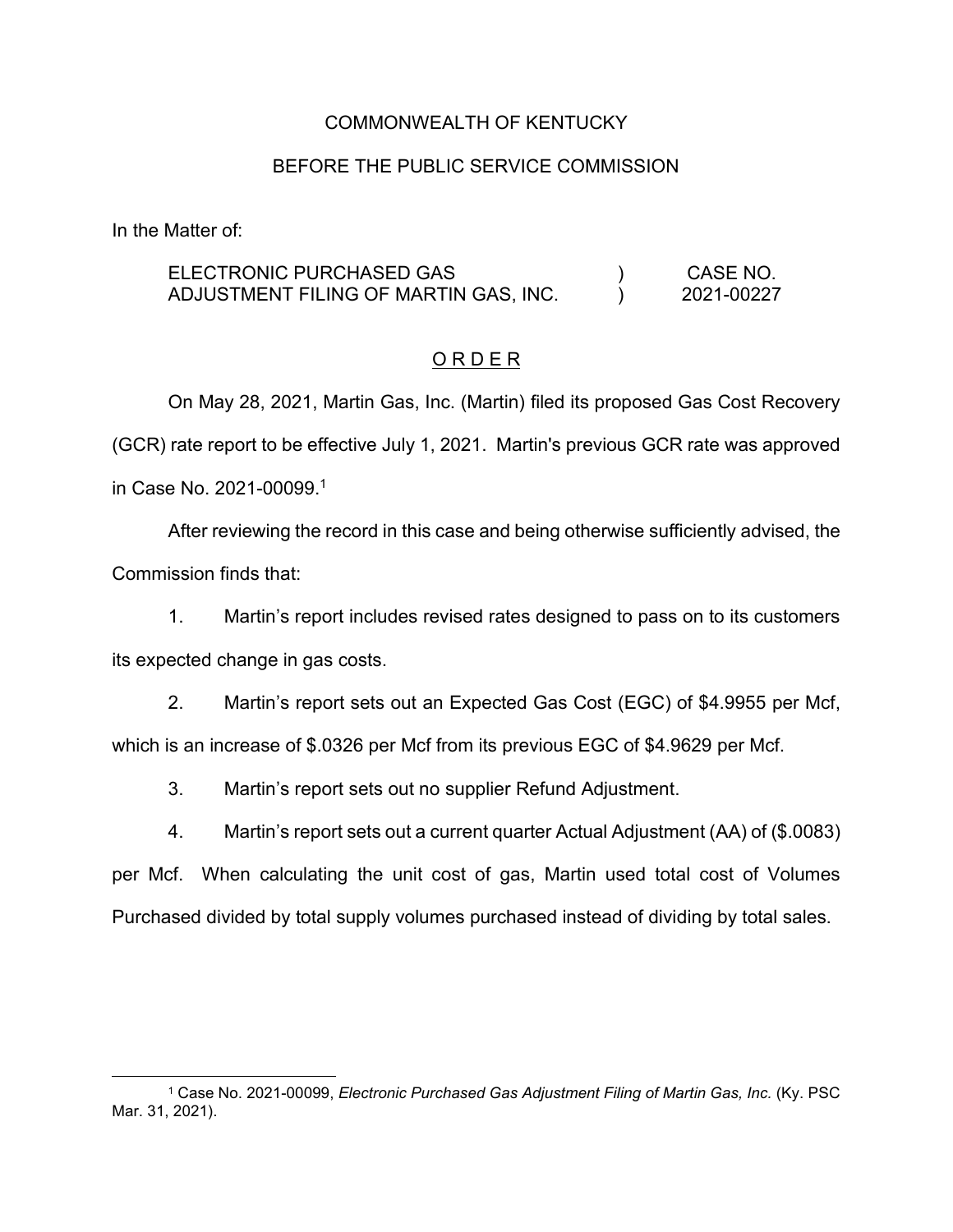COMMONWEALTH OF KENTUCKY

BEFORE THE PUBLIC SERVICE COMMISSION

In the Matter of:

| | | |
|---|---|---|
| ELECTRONIC PURCHASED GAS ADJUSTMENT FILING OF MARTIN GAS, INC. | ) ) | CASE NO. 2021-00227 |

O R D E R

On May 28, 2021, Martin Gas, Inc. (Martin) filed its proposed Gas Cost Recovery (GCR) rate report to be effective July 1, 2021. Martin's previous GCR rate was approved in Case No. 2021-00099.[1]

After reviewing the record in this case and being otherwise sufficiently advised, the Commission finds that:

1. Martin's report includes revised rates designed to pass on to its customers its expected change in gas costs.

2. Martin's report sets out an Expected Gas Cost (EGC) of $4.9955 per Mcf, which is an increase of $.0326 per Mcf from its previous EGC of $4.9629 per Mcf.

3. Martin's report sets out no supplier Refund Adjustment.

4. Martin's report sets out a current quarter Actual Adjustment (AA) of ($.0083) per Mcf. When calculating the unit cost of gas, Martin used total cost of Volumes Purchased divided by total supply volumes purchased instead of dividing by total sales.

[1] Case No. 2021-00099, *Electronic Purchased Gas Adjustment Filing of Martin Gas, Inc.* (Ky. PSC Mar. 31, 2021).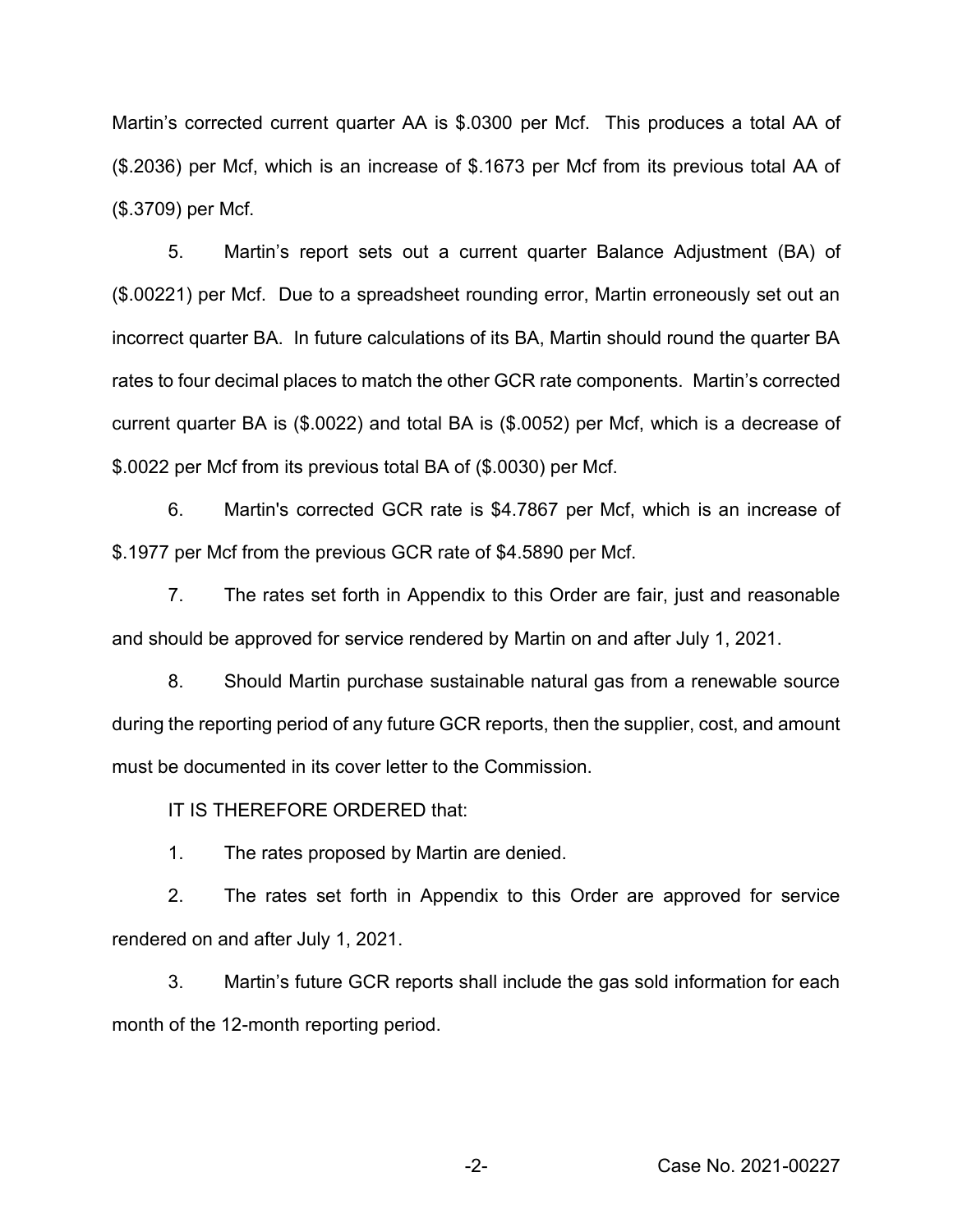Martin's corrected current quarter AA is $.0300 per Mcf. This produces a total AA of ($.2036) per Mcf, which is an increase of $.1673 per Mcf from its previous total AA of ($.3709) per Mcf.

5. Martin's report sets out a current quarter Balance Adjustment (BA) of ($.00221) per Mcf. Due to a spreadsheet rounding error, Martin erroneously set out an incorrect quarter BA. In future calculations of its BA, Martin should round the quarter BA rates to four decimal places to match the other GCR rate components. Martin's corrected current quarter BA is ($.0022) and total BA is ($.0052) per Mcf, which is a decrease of $.0022 per Mcf from its previous total BA of ($.0030) per Mcf.

6. Martin's corrected GCR rate is $4.7867 per Mcf, which is an increase of $.1977 per Mcf from the previous GCR rate of $4.5890 per Mcf.

7. The rates set forth in Appendix to this Order are fair, just and reasonable and should be approved for service rendered by Martin on and after July 1, 2021.

8. Should Martin purchase sustainable natural gas from a renewable source during the reporting period of any future GCR reports, then the supplier, cost, and amount must be documented in its cover letter to the Commission.

IT IS THEREFORE ORDERED that:

1. The rates proposed by Martin are denied.

2. The rates set forth in Appendix to this Order are approved for service rendered on and after July 1, 2021.

3. Martin's future GCR reports shall include the gas sold information for each month of the 12-month reporting period.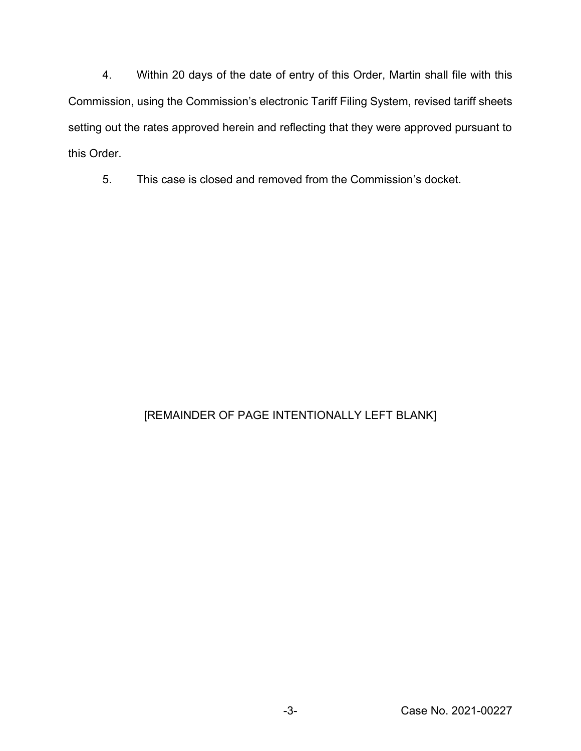4. Within 20 days of the date of entry of this Order, Martin shall file with this Commission, using the Commission's electronic Tariff Filing System, revised tariff sheets setting out the rates approved herein and reflecting that they were approved pursuant to this Order.

5. This case is closed and removed from the Commission's docket.

[REMAINDER OF PAGE INTENTIONALLY LEFT BLANK]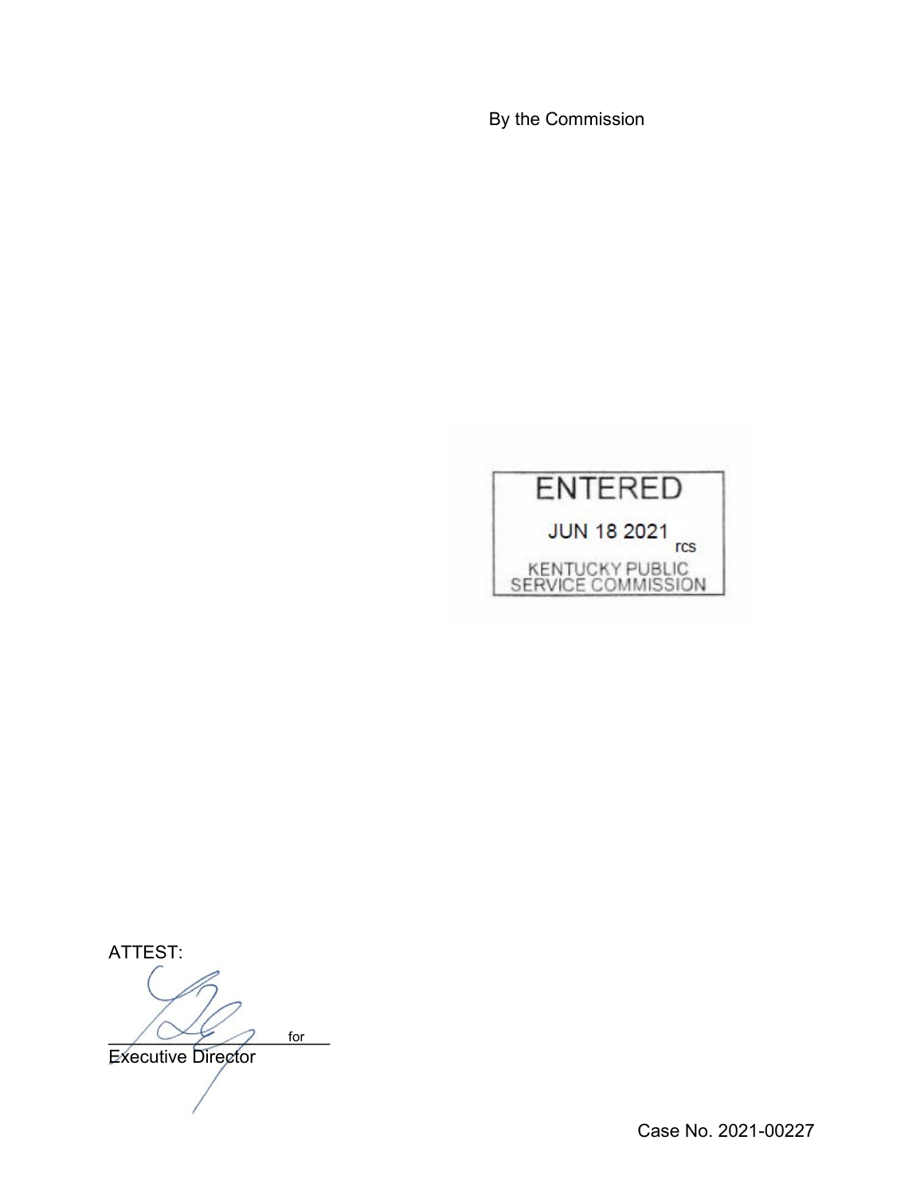By the Commission

ENTERED

JUN 18 2021

rcs

KENTUCKY PUBLIC SERVICE COMMISSION

ATTEST:

\_\_\_\_\_\_\_\_\_\_\_\_\_\_\_\_\_\_\_\_\_\_\_ for

Executive Director

Case No. 2021-00227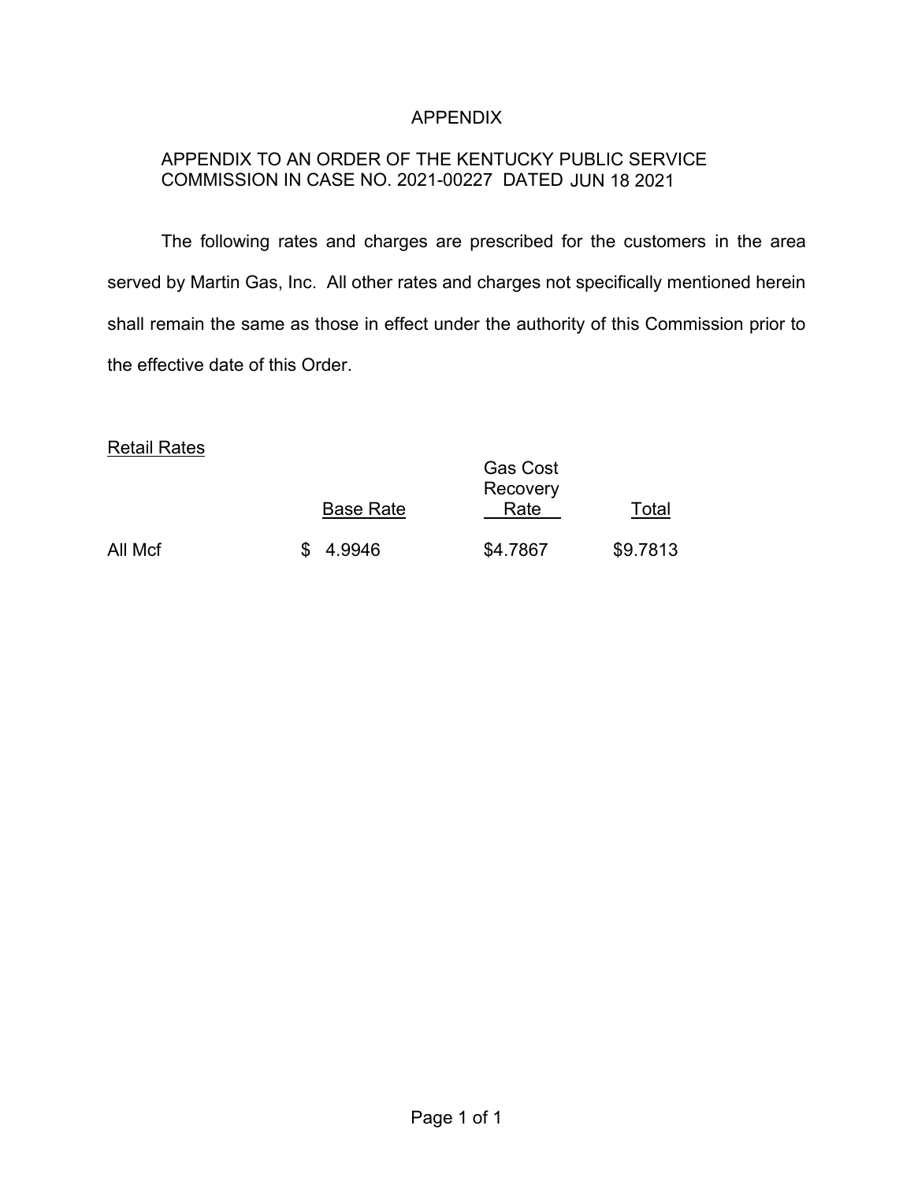# APPENDIX

APPENDIX TO AN ORDER OF THE KENTUCKY PUBLIC SERVICE COMMISSION IN CASE NO. 2021-00227 DATED JUN 18 2021

The following rates and charges are prescribed for the customers in the area served by Martin Gas, Inc. All other rates and charges not specifically mentioned herein shall remain the same as those in effect under the authority of this Commission prior to the effective date of this Order.

Retail Rates

| | Base Rate | Gas Cost Recovery Rate | Total |
|---|---|---|---|
| All Mcf | $ 4.9946 | $4.7867 | $9.7813 |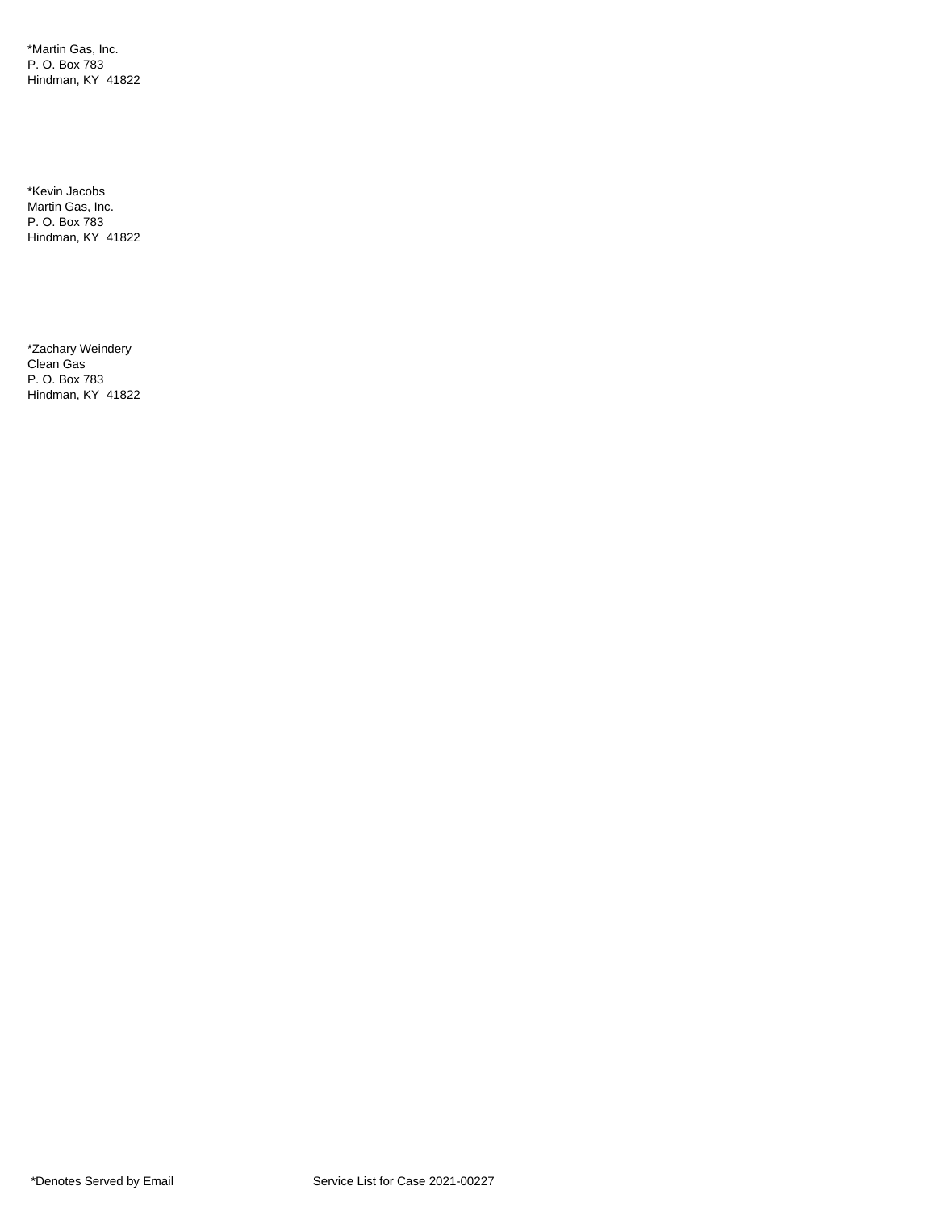*Martin Gas, Inc.
P. O. Box 783
Hindman, KY 41822

*Kevin Jacobs
Martin Gas, Inc.
P. O. Box 783
Hindman, KY 41822

*Zachary Weindery
Clean Gas
P. O. Box 783
Hindman, KY 41822

*Denotes Served by Email

Service List for Case 2021-00227